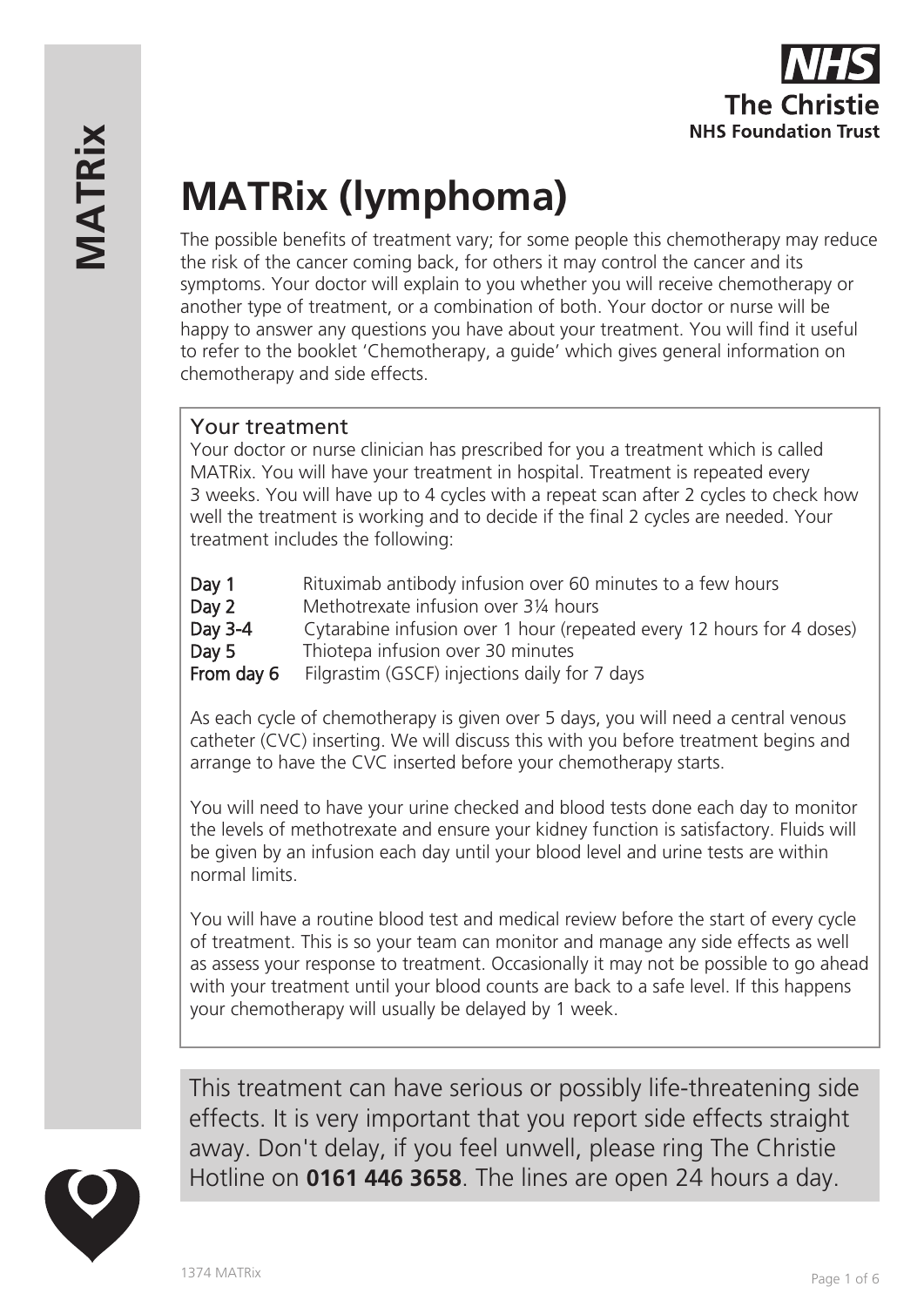# MATRix (lymphoma)

The possible benefits of treatment vary; for some people this chemotherapy may reduce the risk of the cancer coming back, for others it may control the cancer and its symptoms. Your doctor will explain to you whether you will receive chemotherapy or another type of treatment, or a combination of both. Your doctor or nurse will be happy to answer any questions you have about your treatment. You will find it useful to refer to the booklet 'Chemotherapy, a guide' which gives general information on chemotherapy and side effects.

## Your treatment

Your doctor or nurse clinician has prescribed for you a treatment which is called MATRix. You will have your treatment in hospital. Treatment is repeated every 3 weeks. You will have up to 4 cycles with a repeat scan after 2 cycles to check how well the treatment is working and to decide if the final 2 cycles are needed. Your treatment includes the following:

| | |
|---|---|
| Day 1 | Rituximab antibody infusion over 60 minutes to a few hours |
| Day 2 | Methotrexate infusion over 3¼ hours |
| Day 3-4 | Cytarabine infusion over 1 hour (repeated every 12 hours for 4 doses) |
| Day 5 | Thiotepa infusion over 30 minutes |
| From day 6 | Filgrastim (GSCF) injections daily for 7 days |

As each cycle of chemotherapy is given over 5 days, you will need a central venous catheter (CVC) inserting. We will discuss this with you before treatment begins and arrange to have the CVC inserted before your chemotherapy starts.

You will need to have your urine checked and blood tests done each day to monitor the levels of methotrexate and ensure your kidney function is satisfactory. Fluids will be given by an infusion each day until your blood level and urine tests are within normal limits.

You will have a routine blood test and medical review before the start of every cycle of treatment. This is so your team can monitor and manage any side effects as well as assess your response to treatment. Occasionally it may not be possible to go ahead with your treatment until your blood counts are back to a safe level. If this happens your chemotherapy will usually be delayed by 1 week.

This treatment can have serious or possibly life-threatening side effects. It is very important that you report side effects straight away. Don't delay, if you feel unwell, please ring The Christie Hotline on **0161 446 3658**. The lines are open 24 hours a day.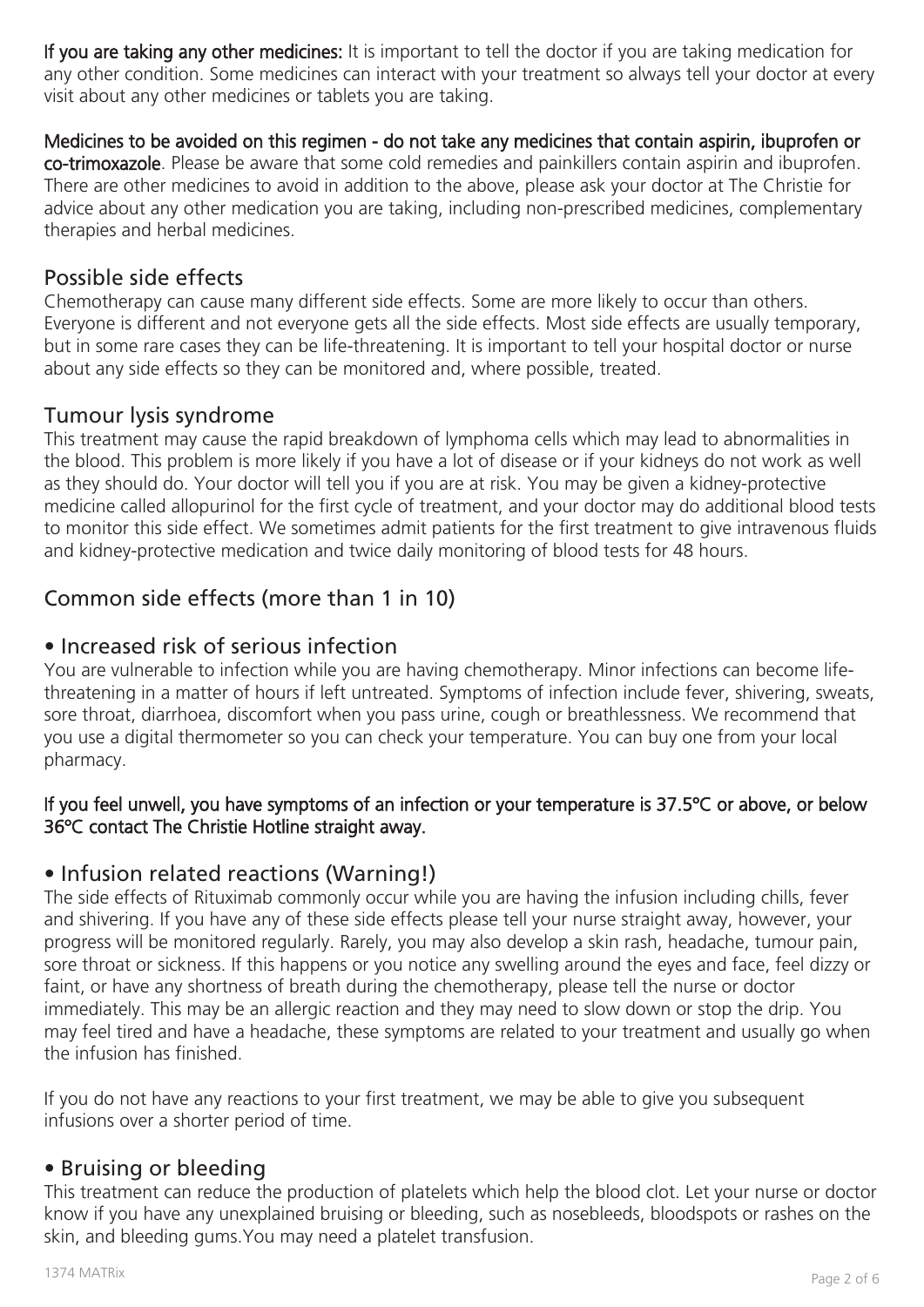**If you are taking any other medicines:** It is important to tell the doctor if you are taking medication for any other condition. Some medicines can interact with your treatment so always tell your doctor at every visit about any other medicines or tablets you are taking.

**Medicines to be avoided on this regimen - do not take any medicines that contain aspirin, ibuprofen or co-trimoxazole**. Please be aware that some cold remedies and painkillers contain aspirin and ibuprofen. There are other medicines to avoid in addition to the above, please ask your doctor at The Christie for advice about any other medication you are taking, including non-prescribed medicines, complementary therapies and herbal medicines.

## Possible side effects

Chemotherapy can cause many different side effects. Some are more likely to occur than others. Everyone is different and not everyone gets all the side effects. Most side effects are usually temporary, but in some rare cases they can be life-threatening. It is important to tell your hospital doctor or nurse about any side effects so they can be monitored and, where possible, treated.

## Tumour lysis syndrome

This treatment may cause the rapid breakdown of lymphoma cells which may lead to abnormalities in the blood. This problem is more likely if you have a lot of disease or if your kidneys do not work as well as they should do. Your doctor will tell you if you are at risk. You may be given a kidney-protective medicine called allopurinol for the first cycle of treatment, and your doctor may do additional blood tests to monitor this side effect. We sometimes admit patients for the first treatment to give intravenous fluids and kidney-protective medication and twice daily monitoring of blood tests for 48 hours.

## Common side effects (more than 1 in 10)

### • Increased risk of serious infection

You are vulnerable to infection while you are having chemotherapy. Minor infections can become life-threatening in a matter of hours if left untreated. Symptoms of infection include fever, shivering, sweats, sore throat, diarrhoea, discomfort when you pass urine, cough or breathlessness. We recommend that you use a digital thermometer so you can check your temperature. You can buy one from your local pharmacy.

**If you feel unwell, you have symptoms of an infection or your temperature is 37.5°C or above, or below 36°C contact The Christie Hotline straight away.**

### • Infusion related reactions (Warning!)

The side effects of Rituximab commonly occur while you are having the infusion including chills, fever and shivering. If you have any of these side effects please tell your nurse straight away, however, your progress will be monitored regularly. Rarely, you may also develop a skin rash, headache, tumour pain, sore throat or sickness. If this happens or you notice any swelling around the eyes and face, feel dizzy or faint, or have any shortness of breath during the chemotherapy, please tell the nurse or doctor immediately. This may be an allergic reaction and they may need to slow down or stop the drip. You may feel tired and have a headache, these symptoms are related to your treatment and usually go when the infusion has finished.

If you do not have any reactions to your first treatment, we may be able to give you subsequent infusions over a shorter period of time.

### • Bruising or bleeding

This treatment can reduce the production of platelets which help the blood clot. Let your nurse or doctor know if you have any unexplained bruising or bleeding, such as nosebleeds, bloodspots or rashes on the skin, and bleeding gums.You may need a platelet transfusion.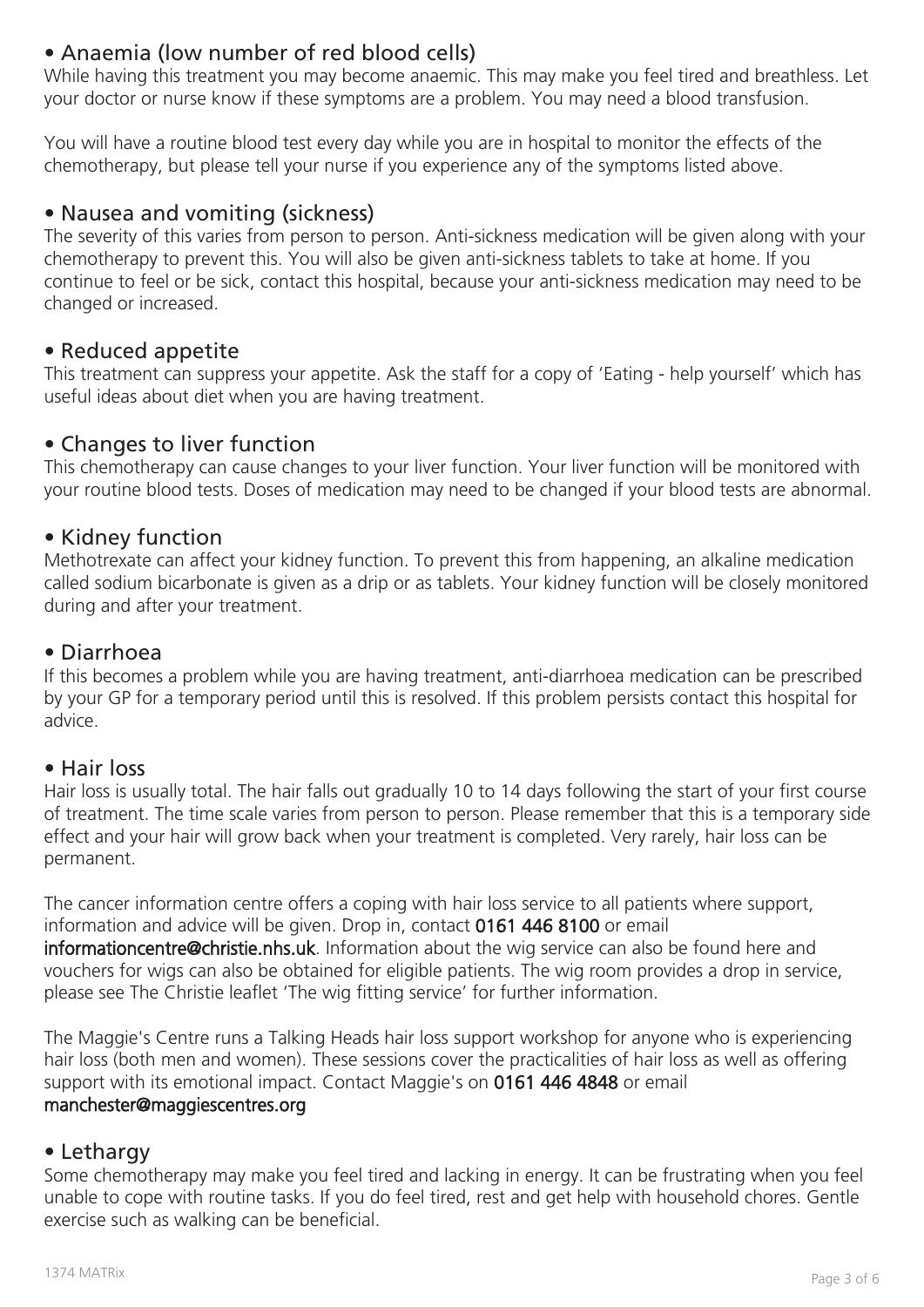## • Anaemia (low number of red blood cells)

While having this treatment you may become anaemic. This may make you feel tired and breathless. Let your doctor or nurse know if these symptoms are a problem. You may need a blood transfusion.

You will have a routine blood test every day while you are in hospital to monitor the effects of the chemotherapy, but please tell your nurse if you experience any of the symptoms listed above.

## • Nausea and vomiting (sickness)

The severity of this varies from person to person. Anti-sickness medication will be given along with your chemotherapy to prevent this. You will also be given anti-sickness tablets to take at home. If you continue to feel or be sick, contact this hospital, because your anti-sickness medication may need to be changed or increased.

## • Reduced appetite

This treatment can suppress your appetite. Ask the staff for a copy of 'Eating - help yourself' which has useful ideas about diet when you are having treatment.

## • Changes to liver function

This chemotherapy can cause changes to your liver function. Your liver function will be monitored with your routine blood tests. Doses of medication may need to be changed if your blood tests are abnormal.

## • Kidney function

Methotrexate can affect your kidney function. To prevent this from happening, an alkaline medication called sodium bicarbonate is given as a drip or as tablets. Your kidney function will be closely monitored during and after your treatment.

## • Diarrhoea

If this becomes a problem while you are having treatment, anti-diarrhoea medication can be prescribed by your GP for a temporary period until this is resolved. If this problem persists contact this hospital for advice.

## • Hair loss

Hair loss is usually total. The hair falls out gradually 10 to 14 days following the start of your first course of treatment. The time scale varies from person to person. Please remember that this is a temporary side effect and your hair will grow back when your treatment is completed. Very rarely, hair loss can be permanent.

The cancer information centre offers a coping with hair loss service to all patients where support, information and advice will be given. Drop in, contact **0161 446 8100** or email **informationcentre@christie.nhs.uk**. Information about the wig service can also be found here and vouchers for wigs can also be obtained for eligible patients. The wig room provides a drop in service, please see The Christie leaflet 'The wig fitting service' for further information.

The Maggie's Centre runs a Talking Heads hair loss support workshop for anyone who is experiencing hair loss (both men and women). These sessions cover the practicalities of hair loss as well as offering support with its emotional impact. Contact Maggie's on **0161 446 4848** or email **manchester@maggiescentres.org**

## • Lethargy

Some chemotherapy may make you feel tired and lacking in energy. It can be frustrating when you feel unable to cope with routine tasks. If you do feel tired, rest and get help with household chores. Gentle exercise such as walking can be beneficial.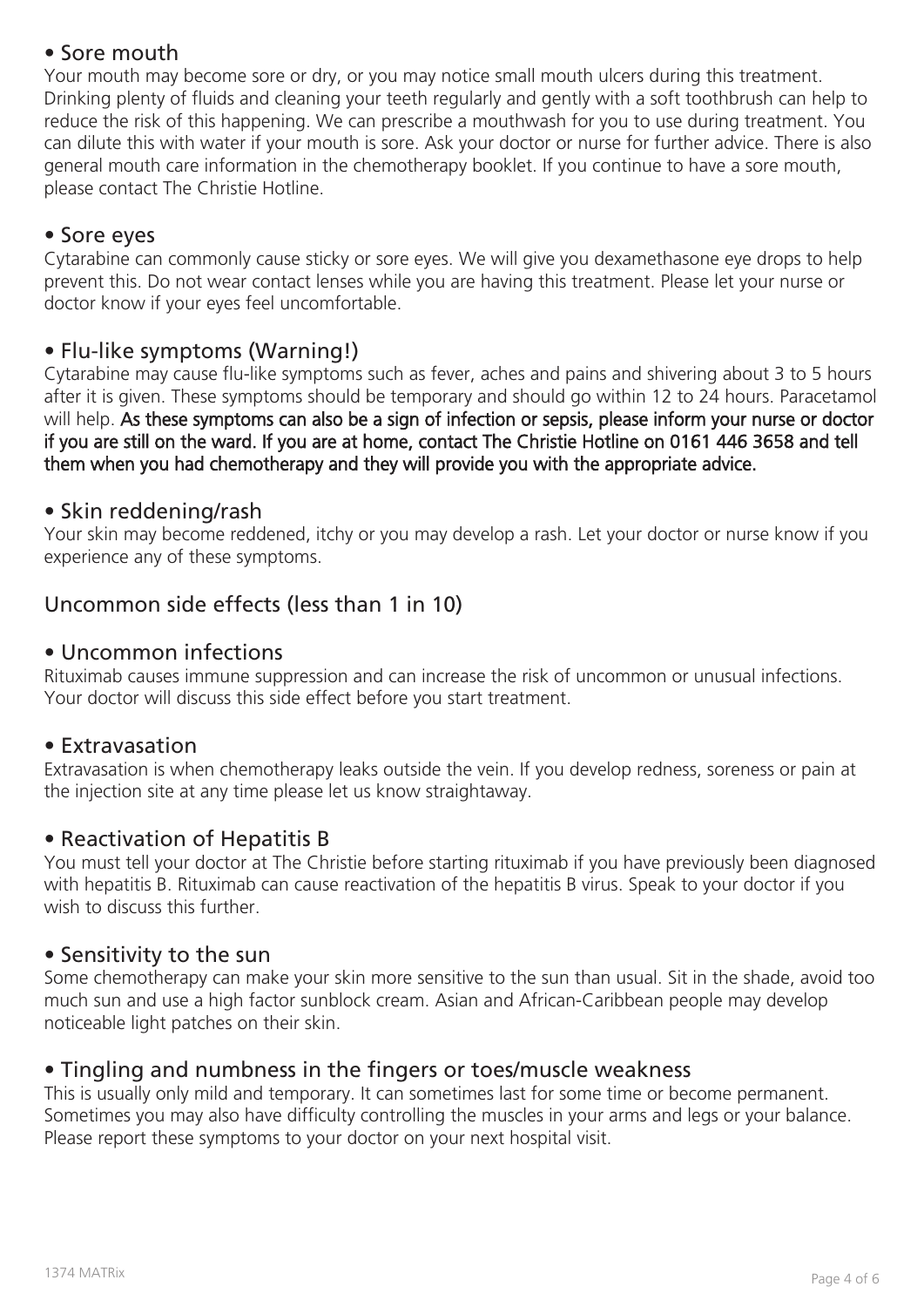## • Sore mouth

Your mouth may become sore or dry, or you may notice small mouth ulcers during this treatment. Drinking plenty of fluids and cleaning your teeth regularly and gently with a soft toothbrush can help to reduce the risk of this happening. We can prescribe a mouthwash for you to use during treatment. You can dilute this with water if your mouth is sore. Ask your doctor or nurse for further advice. There is also general mouth care information in the chemotherapy booklet. If you continue to have a sore mouth, please contact The Christie Hotline.

## • Sore eyes

Cytarabine can commonly cause sticky or sore eyes. We will give you dexamethasone eye drops to help prevent this. Do not wear contact lenses while you are having this treatment. Please let your nurse or doctor know if your eyes feel uncomfortable.

## • Flu-like symptoms (Warning!)

Cytarabine may cause flu-like symptoms such as fever, aches and pains and shivering about 3 to 5 hours after it is given. These symptoms should be temporary and should go within 12 to 24 hours. Paracetamol will help. **As these symptoms can also be a sign of infection or sepsis, please inform your nurse or doctor if you are still on the ward. If you are at home, contact The Christie Hotline on 0161 446 3658 and tell them when you had chemotherapy and they will provide you with the appropriate advice.**

## • Skin reddening/rash

Your skin may become reddened, itchy or you may develop a rash. Let your doctor or nurse know if you experience any of these symptoms.

# Uncommon side effects (less than 1 in 10)

## • Uncommon infections

Rituximab causes immune suppression and can increase the risk of uncommon or unusual infections. Your doctor will discuss this side effect before you start treatment.

## • Extravasation

Extravasation is when chemotherapy leaks outside the vein. If you develop redness, soreness or pain at the injection site at any time please let us know straightaway.

## • Reactivation of Hepatitis B

You must tell your doctor at The Christie before starting rituximab if you have previously been diagnosed with hepatitis B. Rituximab can cause reactivation of the hepatitis B virus. Speak to your doctor if you wish to discuss this further.

## • Sensitivity to the sun

Some chemotherapy can make your skin more sensitive to the sun than usual. Sit in the shade, avoid too much sun and use a high factor sunblock cream. Asian and African-Caribbean people may develop noticeable light patches on their skin.

## • Tingling and numbness in the fingers or toes/muscle weakness

This is usually only mild and temporary. It can sometimes last for some time or become permanent. Sometimes you may also have difficulty controlling the muscles in your arms and legs or your balance. Please report these symptoms to your doctor on your next hospital visit.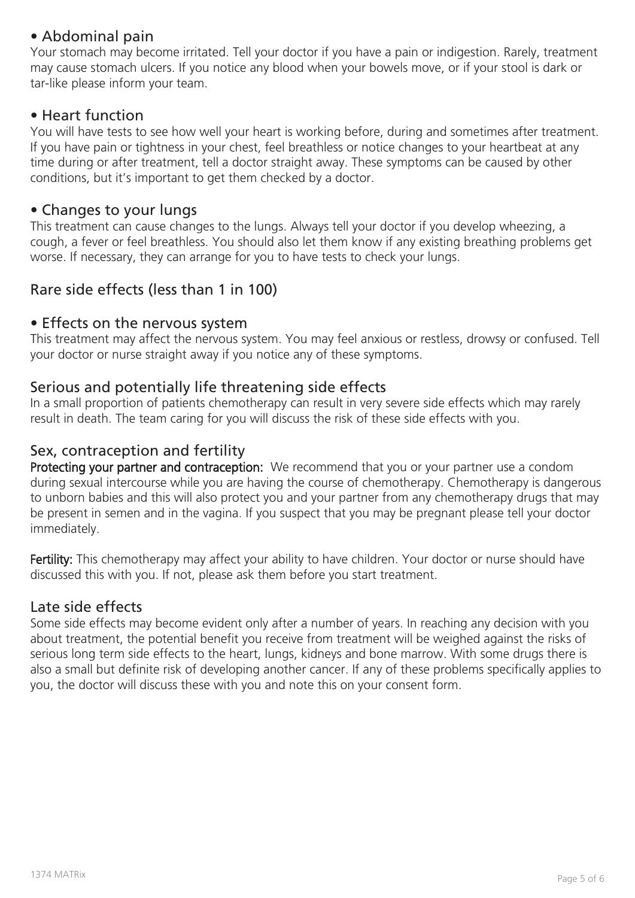### • Abdominal pain

Your stomach may become irritated. Tell your doctor if you have a pain or indigestion. Rarely, treatment may cause stomach ulcers. If you notice any blood when your bowels move, or if your stool is dark or tar-like please inform your team.

### • Heart function

You will have tests to see how well your heart is working before, during and sometimes after treatment. If you have pain or tightness in your chest, feel breathless or notice changes to your heartbeat at any time during or after treatment, tell a doctor straight away. These symptoms can be caused by other conditions, but it's important to get them checked by a doctor.

### • Changes to your lungs

This treatment can cause changes to the lungs. Always tell your doctor if you develop wheezing, a cough, a fever or feel breathless. You should also let them know if any existing breathing problems get worse. If necessary, they can arrange for you to have tests to check your lungs.

## Rare side effects (less than 1 in 100)

### • Effects on the nervous system

This treatment may affect the nervous system. You may feel anxious or restless, drowsy or confused. Tell your doctor or nurse straight away if you notice any of these symptoms.

## Serious and potentially life threatening side effects

In a small proportion of patients chemotherapy can result in very severe side effects which may rarely result in death. The team caring for you will discuss the risk of these side effects with you.

## Sex, contraception and fertility

**Protecting your partner and contraception:** We recommend that you or your partner use a condom during sexual intercourse while you are having the course of chemotherapy. Chemotherapy is dangerous to unborn babies and this will also protect you and your partner from any chemotherapy drugs that may be present in semen and in the vagina. If you suspect that you may be pregnant please tell your doctor immediately.

**Fertility:** This chemotherapy may affect your ability to have children. Your doctor or nurse should have discussed this with you. If not, please ask them before you start treatment.

## Late side effects

Some side effects may become evident only after a number of years. In reaching any decision with you about treatment, the potential benefit you receive from treatment will be weighed against the risks of serious long term side effects to the heart, lungs, kidneys and bone marrow. With some drugs there is also a small but definite risk of developing another cancer. If any of these problems specifically applies to you, the doctor will discuss these with you and note this on your consent form.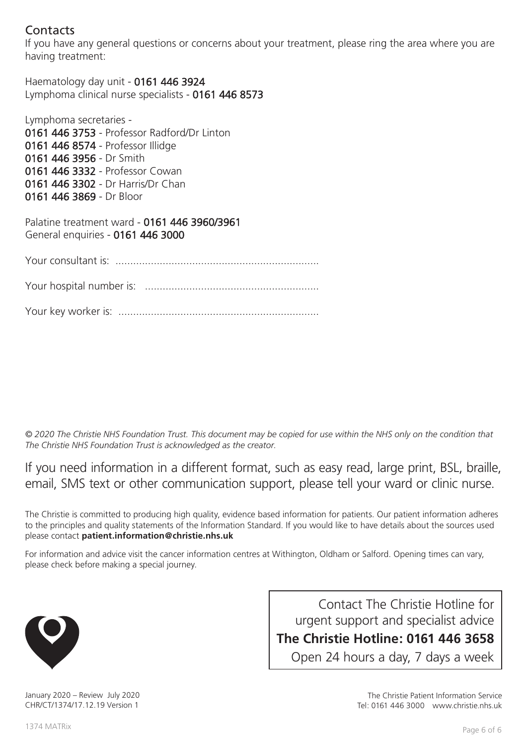## Contacts

If you have any general questions or concerns about your treatment, please ring the area where you are having treatment:

Haematology day unit - **0161 446 3924**
Lymphoma clinical nurse specialists - **0161 446 8573**

Lymphoma secretaries -
**0161 446 3753** - Professor Radford/Dr Linton
**0161 446 8574** - Professor Illidge
**0161 446 3956** - Dr Smith
**0161 446 3332** - Professor Cowan
**0161 446 3302** - Dr Harris/Dr Chan
**0161 446 3869** - Dr Bloor

Palatine treatment ward - **0161 446 3960/3961**
General enquiries - **0161 446 3000**

Your consultant is: ....................................................................

Your hospital number is: ..........................................................

Your key worker is: ...................................................................

*© 2020 The Christie NHS Foundation Trust. This document may be copied for use within the NHS only on the condition that The Christie NHS Foundation Trust is acknowledged as the creator.*

If you need information in a different format, such as easy read, large print, BSL, braille, email, SMS text or other communication support, please tell your ward or clinic nurse.

The Christie is committed to producing high quality, evidence based information for patients. Our patient information adheres to the principles and quality statements of the Information Standard. If you would like to have details about the sources used please contact **patient.information@christie.nhs.uk**

For information and advice visit the cancer information centres at Withington, Oldham or Salford. Opening times can vary, please check before making a special journey.

Contact The Christie Hotline for urgent support and specialist advice
**The Christie Hotline: 0161 446 3658**
Open 24 hours a day, 7 days a week

January 2020 – Review July 2020
CHR/CT/1374/17.12.19 Version 1

The Christie Patient Information Service
Tel: 0161 446 3000 www.christie.nhs.uk

1374 MATRix